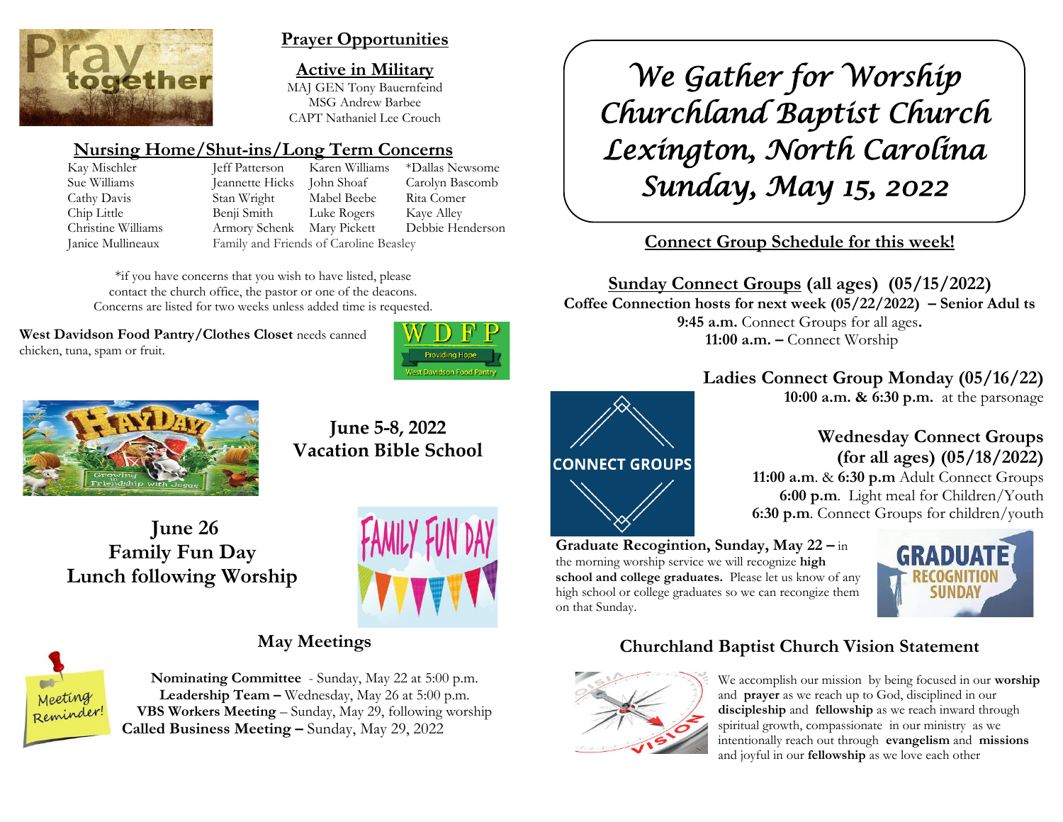# We Gather for Worship
# Churchland Baptist Church
# Lexington, North Carolina
# Sunday, May 15, 2022

## Prayer Opportunities

### Active in Military

MAJ GEN Tony Bauernfeind
MSG Andrew Barbee
CAPT Nathaniel Lee Crouch

### Nursing Home/Shut-ins/Long Term Concerns

| | | | |
|---|---|---|---|
| Kay Mischler | Jeff Patterson | Karen Williams | *Dallas Newsome |
| Sue Williams | Jeannette Hicks | John Shoaf | Carolyn Bascomb |
| Cathy Davis | Stan Wright | Mabel Beebe | Rita Comer |
| Chip Little | Benji Smith | Luke Rogers | Kaye Alley |
| Christine Williams | Armory Schenk | Mary Pickett | Debbie Henderson |
| Janice Mullineaux | Family and Friends of Caroline Beasley | | |

*if you have concerns that you wish to have listed, please contact the church office, the pastor or one of the deacons. Concerns are listed for two weeks unless added time is requested.

**West Davidson Food Pantry/Clothes Closet** needs canned chicken, tuna, spam or fruit.

### June 5-8, 2022
### Vacation Bible School

### June 26
### Family Fun Day
### Lunch following Worship

## May Meetings

**Nominating Committee** - Sunday, May 22 at 5:00 p.m.
**Leadership Team –** Wednesday, May 26 at 5:00 p.m.
**VBS Workers Meeting** – Sunday, May 29, following worship
**Called Business Meeting –** Sunday, May 29, 2022

## Connect Group Schedule for this week!

**Sunday Connect Groups (all ages) (05/15/2022)**
**Coffee Connection hosts for next week (05/22/2022) – Senior Adul ts**
**9:45 a.m.** Connect Groups for all ages.
**11:00 a.m. –** Connect Worship

**Ladies Connect Group Monday (05/16/22)**
**10:00 a.m. & 6:30 p.m.** at the parsonage

**Wednesday Connect Groups (for all ages) (05/18/2022)**
**11:00 a.m.** & **6:30 p.m** Adult Connect Groups
**6:00 p.m.** Light meal for Children/Youth
**6:30 p.m.** Connect Groups for children/youth

**Graduate Recogintion, Sunday, May 22 –** in the morning worship service we will recognize **high school and college graduates.** Please let us know of any high school or college graduates so we can recongize them on that Sunday.

## Churchland Baptist Church Vision Statement

We accomplish our mission by being focused in our **worship** and **prayer** as we reach up to God, disciplined in our **discipleship** and **fellowship** as we reach inward through spiritual growth, compassionate in our ministry as we intentionally reach out through **evangelism** and **missions** and joyful in our **fellowship** as we love each other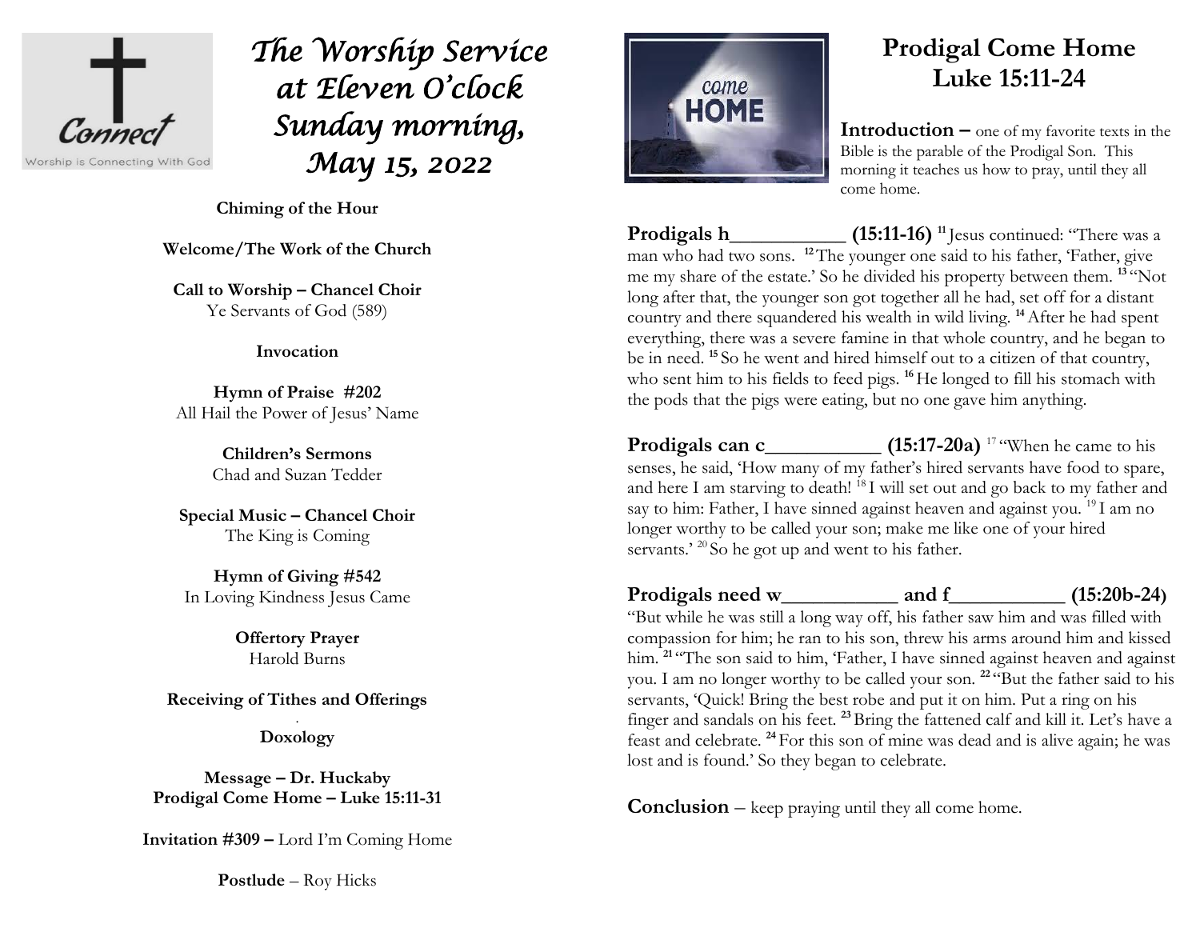# *The Worship Service at Eleven O'clock Sunday morning, May 15, 2022*

**Chiming of the Hour**

**Welcome/The Work of the Church**

**Call to Worship – Chancel Choir**
Ye Servants of God (589)

**Invocation**

**Hymn of Praise #202**
All Hail the Power of Jesus' Name

**Children's Sermons**
Chad and Suzan Tedder

**Special Music – Chancel Choir**
The King is Coming

**Hymn of Giving #542**
In Loving Kindness Jesus Came

**Offertory Prayer**
Harold Burns

**Receiving of Tithes and Offerings**

**Doxology**

**Message – Dr. Huckaby**
**Prodigal Come Home – Luke 15:11-31**

**Invitation #309 –** Lord I'm Coming Home

**Postlude** – Roy Hicks

# Prodigal Come Home
## Luke 15:11-24

**Introduction –** one of my favorite texts in the Bible is the parable of the Prodigal Son. This morning it teaches us how to pray, until they all come home.

**Prodigals h___________ (15:11-16)** [11] Jesus continued: "There was a man who had two sons. [12] The younger one said to his father, 'Father, give me my share of the estate.' So he divided his property between them. [13] "Not long after that, the younger son got together all he had, set off for a distant country and there squandered his wealth in wild living. [14] After he had spent everything, there was a severe famine in that whole country, and he began to be in need. [15] So he went and hired himself out to a citizen of that country, who sent him to his fields to feed pigs. [16] He longed to fill his stomach with the pods that the pigs were eating, but no one gave him anything.

**Prodigals can c___________ (15:17-20a)** [17] "When he came to his senses, he said, 'How many of my father's hired servants have food to spare, and here I am starving to death! [18] I will set out and go back to my father and say to him: Father, I have sinned against heaven and against you. [19] I am no longer worthy to be called your son; make me like one of your hired servants.' [20] So he got up and went to his father.

**Prodigals need w___________ and f___________ (15:20b-24)**
"But while he was still a long way off, his father saw him and was filled with compassion for him; he ran to his son, threw his arms around him and kissed him. [21] "The son said to him, 'Father, I have sinned against heaven and against you. I am no longer worthy to be called your son.' [22] "But the father said to his servants, 'Quick! Bring the best robe and put it on him. Put a ring on his finger and sandals on his feet. [23] Bring the fattened calf and kill it. Let's have a feast and celebrate. [24] For this son of mine was dead and is alive again; he was lost and is found.' So they began to celebrate.

**Conclusion** – keep praying until they all come home.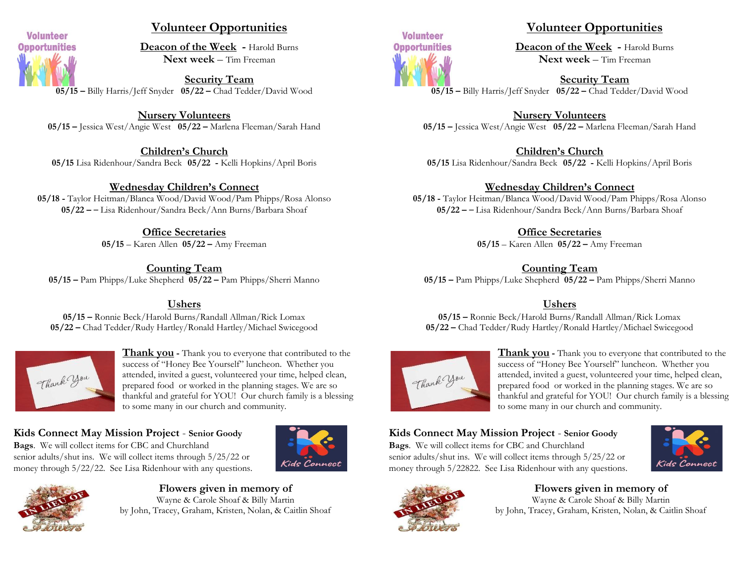# Volunteer Opportunities

**Deacon of the Week** - Harold Burns
**Next week** – Tim Freeman

**Security Team**
**05/15 –** Billy Harris/Jeff Snyder **05/22 –** Chad Tedder/David Wood

**Nursery Volunteers**
**05/15 –** Jessica West/Angie West **05/22 –** Marlena Fleeman/Sarah Hand

**Children's Church**
**05/15** Lisa Ridenhour/Sandra Beck **05/22** - Kelli Hopkins/April Boris

**Wednesday Children's Connect**
**05/18 -** Taylor Heitman/Blanca Wood/David Wood/Pam Phipps/Rosa Alonso
**05/22 – –** Lisa Ridenhour/Sandra Beck/Ann Burns/Barbara Shoaf

**Office Secretaries**
**05/15** – Karen Allen **05/22 –** Amy Freeman

**Counting Team**
**05/15 –** Pam Phipps/Luke Shepherd **05/22 –** Pam Phipps/Sherri Manno

**Ushers**
**05/15 –** Ronnie Beck/Harold Burns/Randall Allman/Rick Lomax
**05/22 –** Chad Tedder/Rudy Hartley/Ronald Hartley/Michael Swicegood

**Thank you** - Thank you to everyone that contributed to the success of "Honey Bee Yourself" luncheon. Whether you attended, invited a guest, volunteered your time, helped clean, prepared food or worked in the planning stages. We are so thankful and grateful for YOU! Our church family is a blessing to some many in our church and community.

**Kids Connect May Mission Project** - **Senior Goody Bags**. We will collect items for CBC and Churchland senior adults/shut ins. We will collect items through 5/25/22 or money through 5/22/22. See Lisa Ridenhour with any questions.

**Flowers given in memory of**
Wayne & Carole Shoaf & Billy Martin
by John, Tracey, Graham, Kristen, Nolan, & Caitlin Shoaf

# Volunteer Opportunities

**Deacon of the Week** - Harold Burns
**Next week** – Tim Freeman

**Security Team**
**05/15 –** Billy Harris/Jeff Snyder **05/22 –** Chad Tedder/David Wood

**Nursery Volunteers**
**05/15 –** Jessica West/Angie West **05/22 –** Marlena Fleeman/Sarah Hand

**Children's Church**
**05/15** Lisa Ridenhour/Sandra Beck **05/22** - Kelli Hopkins/April Boris

**Wednesday Children's Connect**
**05/18 -** Taylor Heitman/Blanca Wood/David Wood/Pam Phipps/Rosa Alonso
**05/22 – –** Lisa Ridenhour/Sandra Beck/Ann Burns/Barbara Shoaf

**Office Secretaries**
**05/15** – Karen Allen **05/22 –** Amy Freeman

**Counting Team**
**05/15 –** Pam Phipps/Luke Shepherd **05/22 –** Pam Phipps/Sherri Manno

**Ushers**
**05/15 –** Ronnie Beck/Harold Burns/Randall Allman/Rick Lomax
**05/22 –** Chad Tedder/Rudy Hartley/Ronald Hartley/Michael Swicegood

**Thank you** - Thank you to everyone that contributed to the success of "Honey Bee Yourself" luncheon. Whether you attended, invited a guest, volunteered your time, helped clean, prepared food or worked in the planning stages. We are so thankful and grateful for YOU! Our church family is a blessing to some many in our church and community.

**Kids Connect May Mission Project** - **Senior Goody Bags**. We will collect items for CBC and Churchland senior adults/shut ins. We will collect items through 5/25/22 or money through 5/22822. See Lisa Ridenhour with any questions.

**Flowers given in memory of**
Wayne & Carole Shoaf & Billy Martin
by John, Tracey, Graham, Kristen, Nolan, & Caitlin Shoaf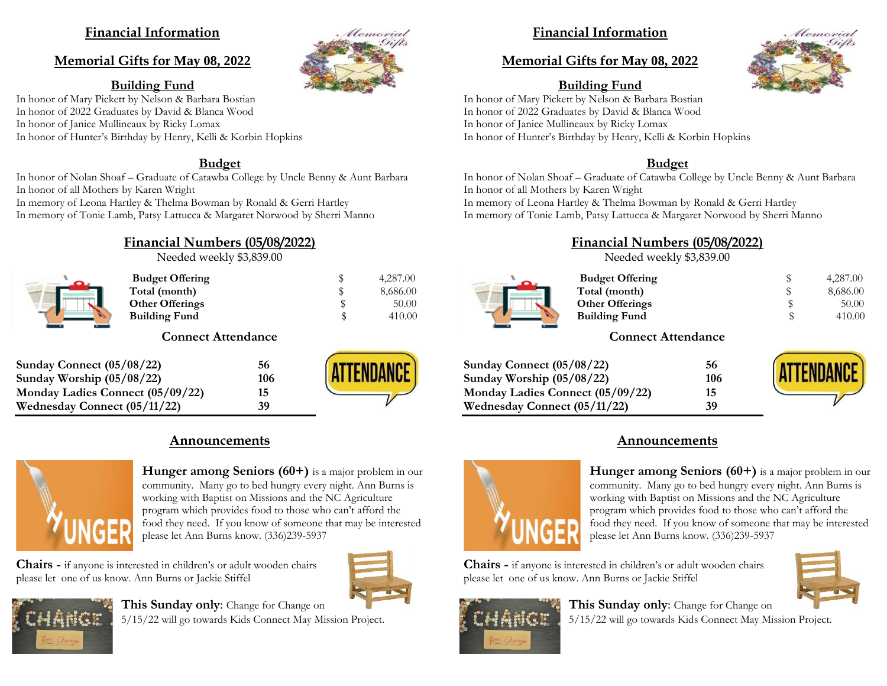# Financial Information

## Memorial Gifts for May 08, 2022

### Building Fund

In honor of Mary Pickett by Nelson & Barbara Bostian
In honor of 2022 Graduates by David & Blanca Wood
In honor of Janice Mullineaux by Ricky Lomax
In honor of Hunter's Birthday by Henry, Kelli & Korbin Hopkins

### Budget

In honor of Nolan Shoaf – Graduate of Catawba College by Uncle Benny & Aunt Barbara
In honor of all Mothers by Karen Wright
In memory of Leona Hartley & Thelma Bowman by Ronald & Gerri Hartley
In memory of Tonie Lamb, Patsy Lattucca & Margaret Norwood by Sherri Manno

## Financial Numbers (05/08/2022)

Needed weekly $3,839.00

| | | |
|---|---|---|
| **Budget Offering** | $ | 4,287.00 |
| **Total (month)** | $ | 8,686.00 |
| **Other Offerings** | $ | 50.00 |
| **Building Fund** | $ | 410.00 |

### Connect Attendance

| | |
|---|---|
| **Sunday Connect (05/08/22)** | **56** |
| **Sunday Worship (05/08/22)** | **106** |
| **Monday Ladies Connect (05/09/22)** | **15** |
| **Wednesday Connect (05/11/22)** | **39** |

## Announcements

**Hunger among Seniors (60+)** is a major problem in our community. Many go to bed hungry every night. Ann Burns is working with Baptist on Missions and the NC Agriculture program which provides food to those who can't afford the food they need. If you know of someone that may be interested please let Ann Burns know. (336)239-5937

**Chairs -** if anyone is interested in children's or adult wooden chairs please let one of us know. Ann Burns or Jackie Stiffel

**This Sunday only**: Change for Change on 5/15/22 will go towards Kids Connect May Mission Project.